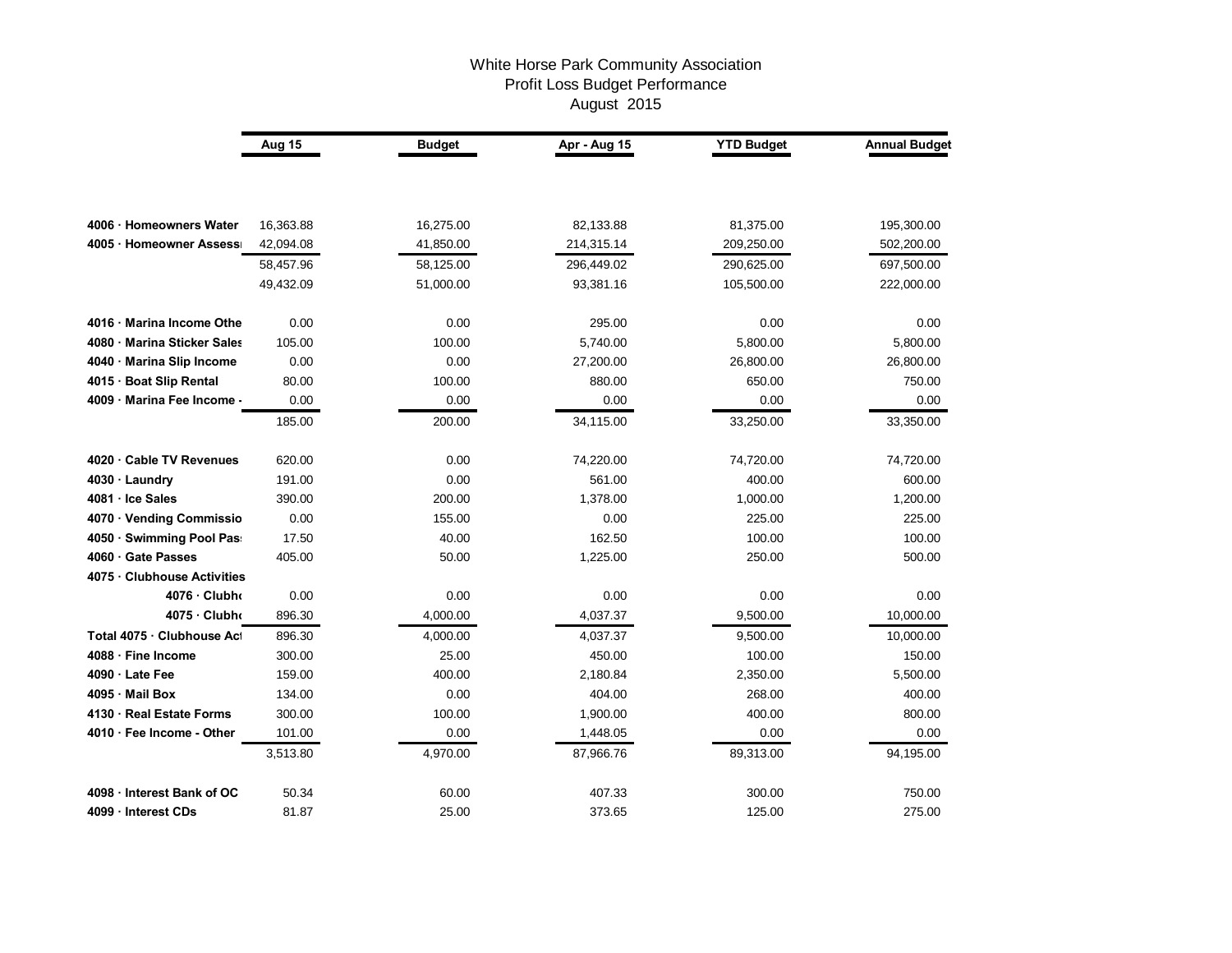# White Horse Park Community Association
## Profit Loss Budget Performance
### August 2015

| | Aug 15 | Budget | Apr - Aug 15 | YTD Budget | Annual Budget |
|---|---|---|---|---|---|
| **4006 · Homeowners Water** | 16,363.88 | 16,275.00 | 82,133.88 | 81,375.00 | 195,300.00 |
| **4005 · Homeowner Assess** | 42,094.08 | 41,850.00 | 214,315.14 | 209,250.00 | 502,200.00 |
| | 58,457.96 | 58,125.00 | 296,449.02 | 290,625.00 | 697,500.00 |
| | 49,432.09 | 51,000.00 | 93,381.16 | 105,500.00 | 222,000.00 |
| **4016 · Marina Income Othe** | 0.00 | 0.00 | 295.00 | 0.00 | 0.00 |
| **4080 · Marina Sticker Sales** | 105.00 | 100.00 | 5,740.00 | 5,800.00 | 5,800.00 |
| **4040 · Marina Slip Income** | 0.00 | 0.00 | 27,200.00 | 26,800.00 | 26,800.00 |
| **4015 · Boat Slip Rental** | 80.00 | 100.00 | 880.00 | 650.00 | 750.00 |
| **4009 · Marina Fee Income -** | 0.00 | 0.00 | 0.00 | 0.00 | 0.00 |
| | 185.00 | 200.00 | 34,115.00 | 33,250.00 | 33,350.00 |
| **4020 · Cable TV Revenues** | 620.00 | 0.00 | 74,220.00 | 74,720.00 | 74,720.00 |
| **4030 · Laundry** | 191.00 | 0.00 | 561.00 | 400.00 | 600.00 |
| **4081 · Ice Sales** | 390.00 | 200.00 | 1,378.00 | 1,000.00 | 1,200.00 |
| **4070 · Vending Commissio** | 0.00 | 155.00 | 0.00 | 225.00 | 225.00 |
| **4050 · Swimming Pool Pas** | 17.50 | 40.00 | 162.50 | 100.00 | 100.00 |
| **4060 · Gate Passes** | 405.00 | 50.00 | 1,225.00 | 250.00 | 500.00 |
| **4075 · Clubhouse Activities** | | | | | |
| **4076 · Clubh** | 0.00 | 0.00 | 0.00 | 0.00 | 0.00 |
| **4075 · Clubh** | 896.30 | 4,000.00 | 4,037.37 | 9,500.00 | 10,000.00 |
| **Total 4075 · Clubhouse Ac** | 896.30 | 4,000.00 | 4,037.37 | 9,500.00 | 10,000.00 |
| **4088 · Fine Income** | 300.00 | 25.00 | 450.00 | 100.00 | 150.00 |
| **4090 · Late Fee** | 159.00 | 400.00 | 2,180.84 | 2,350.00 | 5,500.00 |
| **4095 · Mail Box** | 134.00 | 0.00 | 404.00 | 268.00 | 400.00 |
| **4130 · Real Estate Forms** | 300.00 | 100.00 | 1,900.00 | 400.00 | 800.00 |
| **4010 · Fee Income - Other** | 101.00 | 0.00 | 1,448.05 | 0.00 | 0.00 |
| | 3,513.80 | 4,970.00 | 87,966.76 | 89,313.00 | 94,195.00 |
| **4098 · Interest Bank of OC** | 50.34 | 60.00 | 407.33 | 300.00 | 750.00 |
| **4099 · Interest CDs** | 81.87 | 25.00 | 373.65 | 125.00 | 275.00 |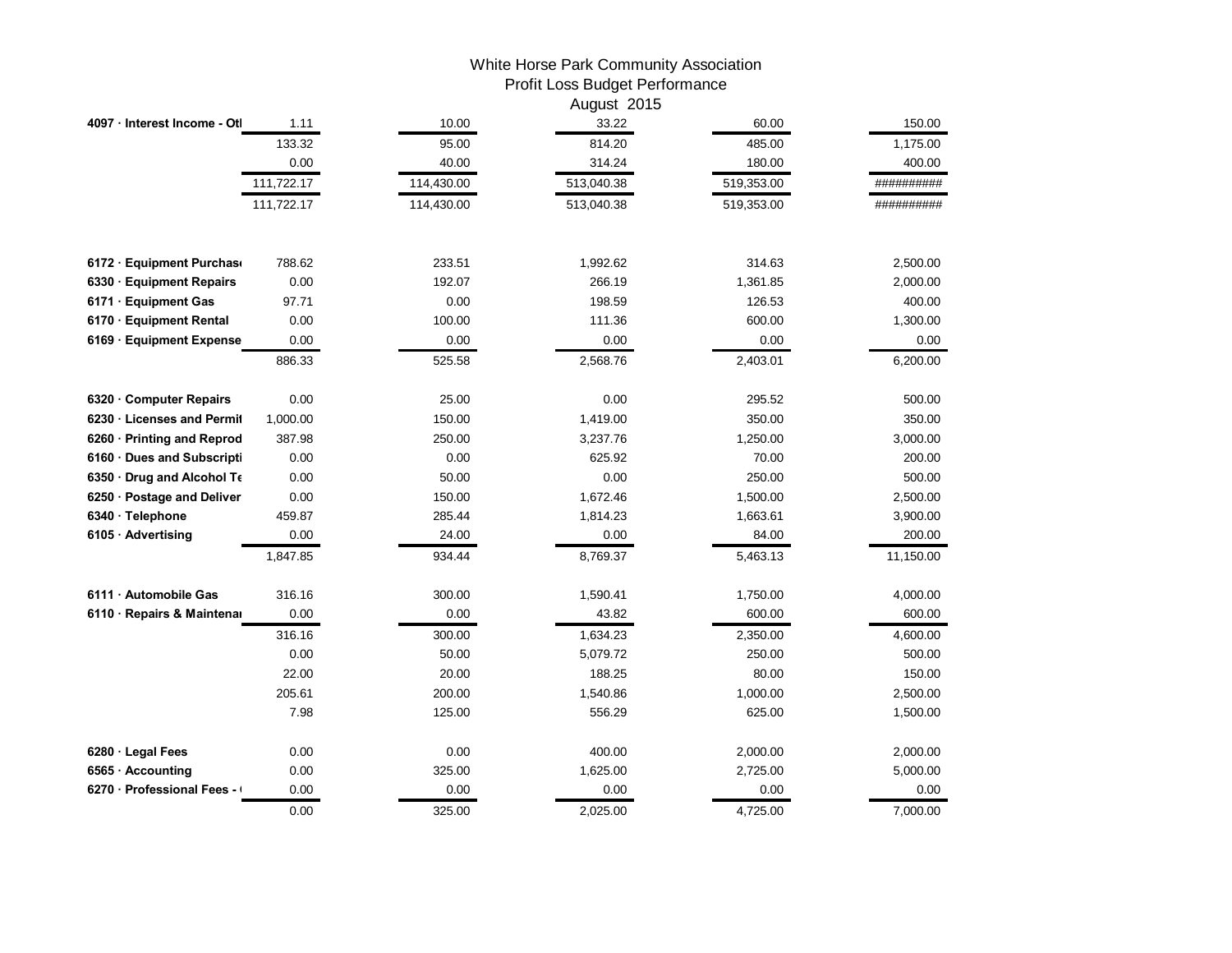White Horse Park Community Association
Profit Loss Budget Performance
August 2015

| | | | | | |
|---|---|---|---|---|---|
| 4097 · Interest Income - Otl | 1.11 | 10.00 | 33.22 | 60.00 | 150.00 |
| | 133.32 | 95.00 | 814.20 | 485.00 | 1,175.00 |
| | 0.00 | 40.00 | 314.24 | 180.00 | 400.00 |
| | 111,722.17 | 114,430.00 | 513,040.38 | 519,353.00 | ########## |
| | 111,722.17 | 114,430.00 | 513,040.38 | 519,353.00 | ########## |
| | | | | | |
| 6172 · Equipment Purchase | 788.62 | 233.51 | 1,992.62 | 314.63 | 2,500.00 |
| 6330 · Equipment Repairs | 0.00 | 192.07 | 266.19 | 1,361.85 | 2,000.00 |
| 6171 · Equipment Gas | 97.71 | 0.00 | 198.59 | 126.53 | 400.00 |
| 6170 · Equipment Rental | 0.00 | 100.00 | 111.36 | 600.00 | 1,300.00 |
| 6169 · Equipment Expense | 0.00 | 0.00 | 0.00 | 0.00 | 0.00 |
| | 886.33 | 525.58 | 2,568.76 | 2,403.01 | 6,200.00 |
| | | | | | |
| 6320 · Computer Repairs | 0.00 | 25.00 | 0.00 | 295.52 | 500.00 |
| 6230 · Licenses and Permit | 1,000.00 | 150.00 | 1,419.00 | 350.00 | 350.00 |
| 6260 · Printing and Reprod | 387.98 | 250.00 | 3,237.76 | 1,250.00 | 3,000.00 |
| 6160 · Dues and Subscripti | 0.00 | 0.00 | 625.92 | 70.00 | 200.00 |
| 6350 · Drug and Alcohol Te | 0.00 | 50.00 | 0.00 | 250.00 | 500.00 |
| 6250 · Postage and Deliver | 0.00 | 150.00 | 1,672.46 | 1,500.00 | 2,500.00 |
| 6340 · Telephone | 459.87 | 285.44 | 1,814.23 | 1,663.61 | 3,900.00 |
| 6105 · Advertising | 0.00 | 24.00 | 0.00 | 84.00 | 200.00 |
| | 1,847.85 | 934.44 | 8,769.37 | 5,463.13 | 11,150.00 |
| | | | | | |
| 6111 · Automobile Gas | 316.16 | 300.00 | 1,590.41 | 1,750.00 | 4,000.00 |
| 6110 · Repairs & Maintenar | 0.00 | 0.00 | 43.82 | 600.00 | 600.00 |
| | 316.16 | 300.00 | 1,634.23 | 2,350.00 | 4,600.00 |
| | 0.00 | 50.00 | 5,079.72 | 250.00 | 500.00 |
| | 22.00 | 20.00 | 188.25 | 80.00 | 150.00 |
| | 205.61 | 200.00 | 1,540.86 | 1,000.00 | 2,500.00 |
| | 7.98 | 125.00 | 556.29 | 625.00 | 1,500.00 |
| | | | | | |
| 6280 · Legal Fees | 0.00 | 0.00 | 400.00 | 2,000.00 | 2,000.00 |
| 6565 · Accounting | 0.00 | 325.00 | 1,625.00 | 2,725.00 | 5,000.00 |
| 6270 · Professional Fees - ( | 0.00 | 0.00 | 0.00 | 0.00 | 0.00 |
| | 0.00 | 325.00 | 2,025.00 | 4,725.00 | 7,000.00 |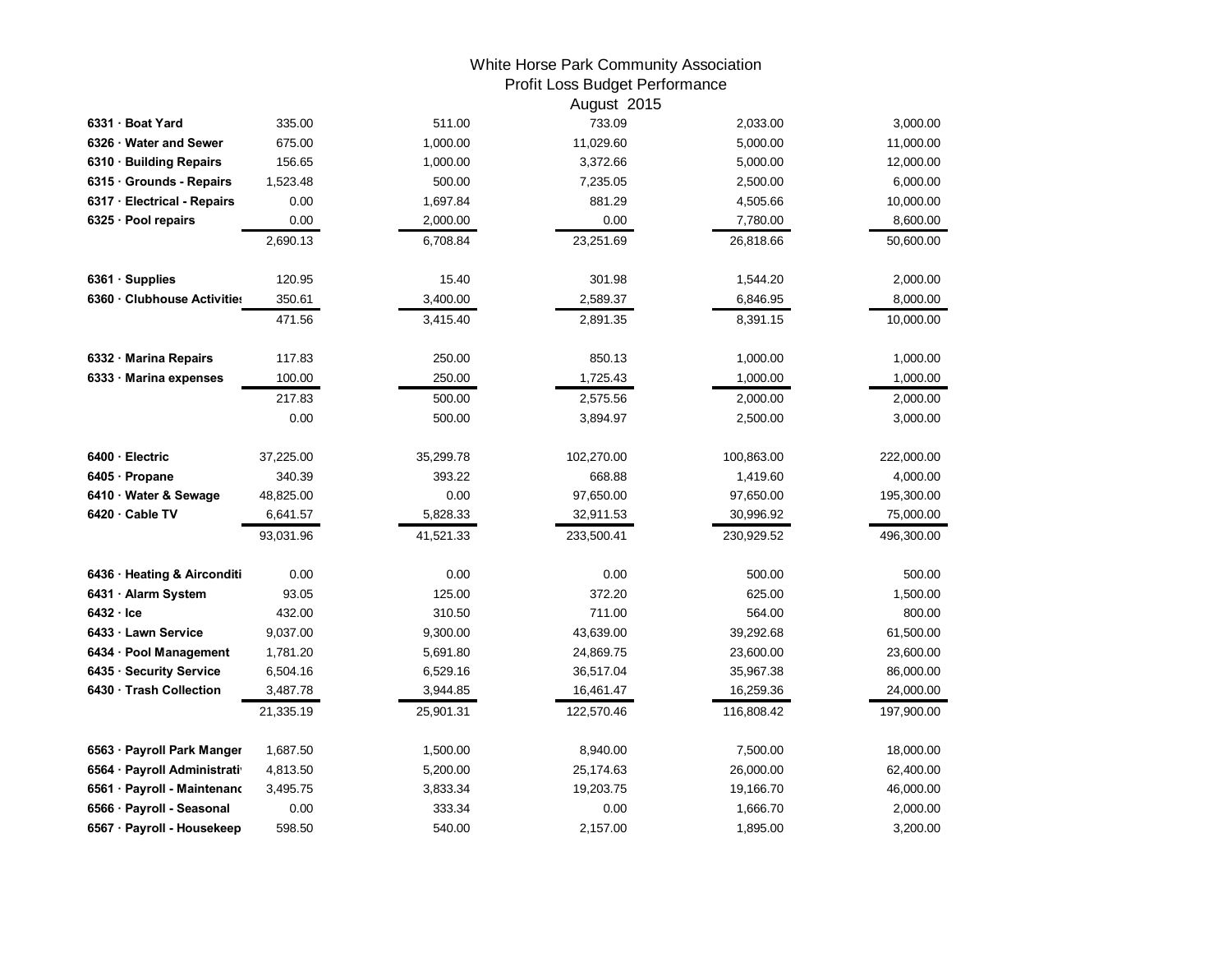# White Horse Park Community Association

## Profit Loss Budget Performance

### August 2015

| | | | | | |
|---|---|---|---|---|---|
| 6331 · Boat Yard | 335.00 | 511.00 | 733.09 | 2,033.00 | 3,000.00 |
| 6326 · Water and Sewer | 675.00 | 1,000.00 | 11,029.60 | 5,000.00 | 11,000.00 |
| 6310 · Building Repairs | 156.65 | 1,000.00 | 3,372.66 | 5,000.00 | 12,000.00 |
| 6315 · Grounds - Repairs | 1,523.48 | 500.00 | 7,235.05 | 2,500.00 | 6,000.00 |
| 6317 · Electrical - Repairs | 0.00 | 1,697.84 | 881.29 | 4,505.66 | 10,000.00 |
| 6325 · Pool repairs | 0.00 | 2,000.00 | 0.00 | 7,780.00 | 8,600.00 |
| | 2,690.13 | 6,708.84 | 23,251.69 | 26,818.66 | 50,600.00 |
| | | | | | |
| 6361 · Supplies | 120.95 | 15.40 | 301.98 | 1,544.20 | 2,000.00 |
| 6360 · Clubhouse Activities | 350.61 | 3,400.00 | 2,589.37 | 6,846.95 | 8,000.00 |
| | 471.56 | 3,415.40 | 2,891.35 | 8,391.15 | 10,000.00 |
| | | | | | |
| 6332 · Marina Repairs | 117.83 | 250.00 | 850.13 | 1,000.00 | 1,000.00 |
| 6333 · Marina expenses | 100.00 | 250.00 | 1,725.43 | 1,000.00 | 1,000.00 |
| | 217.83 | 500.00 | 2,575.56 | 2,000.00 | 2,000.00 |
| | 0.00 | 500.00 | 3,894.97 | 2,500.00 | 3,000.00 |
| | | | | | |
| 6400 · Electric | 37,225.00 | 35,299.78 | 102,270.00 | 100,863.00 | 222,000.00 |
| 6405 · Propane | 340.39 | 393.22 | 668.88 | 1,419.60 | 4,000.00 |
| 6410 · Water & Sewage | 48,825.00 | 0.00 | 97,650.00 | 97,650.00 | 195,300.00 |
| 6420 · Cable TV | 6,641.57 | 5,828.33 | 32,911.53 | 30,996.92 | 75,000.00 |
| | 93,031.96 | 41,521.33 | 233,500.41 | 230,929.52 | 496,300.00 |
| | | | | | |
| 6436 · Heating & Airconditi | 0.00 | 0.00 | 0.00 | 500.00 | 500.00 |
| 6431 · Alarm System | 93.05 | 125.00 | 372.20 | 625.00 | 1,500.00 |
| 6432 · Ice | 432.00 | 310.50 | 711.00 | 564.00 | 800.00 |
| 6433 · Lawn Service | 9,037.00 | 9,300.00 | 43,639.00 | 39,292.68 | 61,500.00 |
| 6434 · Pool Management | 1,781.20 | 5,691.80 | 24,869.75 | 23,600.00 | 23,600.00 |
| 6435 · Security Service | 6,504.16 | 6,529.16 | 36,517.04 | 35,967.38 | 86,000.00 |
| 6430 · Trash Collection | 3,487.78 | 3,944.85 | 16,461.47 | 16,259.36 | 24,000.00 |
| | 21,335.19 | 25,901.31 | 122,570.46 | 116,808.42 | 197,900.00 |
| | | | | | |
| 6563 · Payroll Park Manger | 1,687.50 | 1,500.00 | 8,940.00 | 7,500.00 | 18,000.00 |
| 6564 · Payroll Administrati | 4,813.50 | 5,200.00 | 25,174.63 | 26,000.00 | 62,400.00 |
| 6561 · Payroll - Maintenanc | 3,495.75 | 3,833.34 | 19,203.75 | 19,166.70 | 46,000.00 |
| 6566 · Payroll - Seasonal | 0.00 | 333.34 | 0.00 | 1,666.70 | 2,000.00 |
| 6567 · Payroll - Housekeep | 598.50 | 540.00 | 2,157.00 | 1,895.00 | 3,200.00 |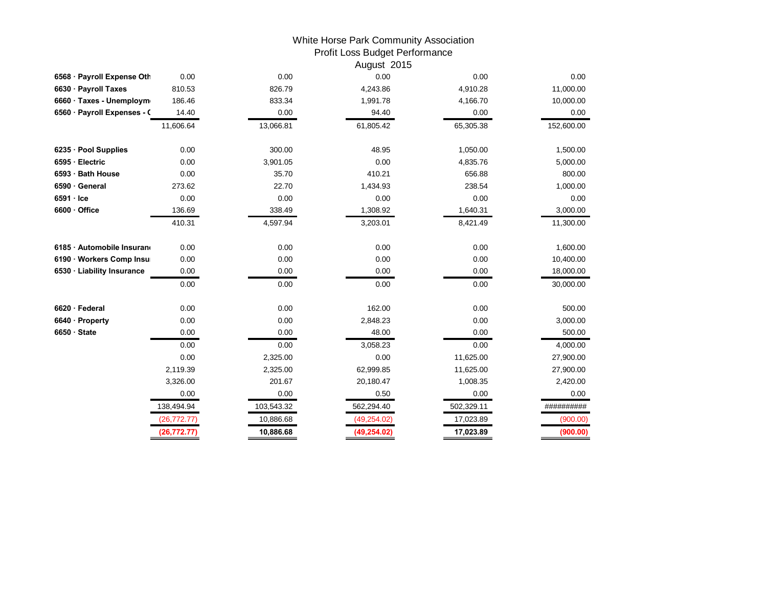# White Horse Park Community Association

## Profit Loss Budget Performance

### August 2015

| | | | | | |
|---|---|---|---|---|---|
| **6568 · Payroll Expense Oth** | 0.00 | 0.00 | 0.00 | 0.00 | 0.00 |
| **6630 · Payroll Taxes** | 810.53 | 826.79 | 4,243.86 | 4,910.28 | 11,000.00 |
| **6660 · Taxes - Unemploym** | 186.46 | 833.34 | 1,991.78 | 4,166.70 | 10,000.00 |
| **6560 · Payroll Expenses - (** | 14.40 | 0.00 | 94.40 | 0.00 | 0.00 |
| | 11,606.64 | 13,066.81 | 61,805.42 | 65,305.38 | 152,600.00 |
| **6235 · Pool Supplies** | 0.00 | 300.00 | 48.95 | 1,050.00 | 1,500.00 |
| **6595 · Electric** | 0.00 | 3,901.05 | 0.00 | 4,835.76 | 5,000.00 |
| **6593 · Bath House** | 0.00 | 35.70 | 410.21 | 656.88 | 800.00 |
| **6590 · General** | 273.62 | 22.70 | 1,434.93 | 238.54 | 1,000.00 |
| **6591 · Ice** | 0.00 | 0.00 | 0.00 | 0.00 | 0.00 |
| **6600 · Office** | 136.69 | 338.49 | 1,308.92 | 1,640.31 | 3,000.00 |
| | 410.31 | 4,597.94 | 3,203.01 | 8,421.49 | 11,300.00 |
| **6185 · Automobile Insuran** | 0.00 | 0.00 | 0.00 | 0.00 | 1,600.00 |
| **6190 · Workers Comp Insu** | 0.00 | 0.00 | 0.00 | 0.00 | 10,400.00 |
| **6530 · Liability Insurance** | 0.00 | 0.00 | 0.00 | 0.00 | 18,000.00 |
| | 0.00 | 0.00 | 0.00 | 0.00 | 30,000.00 |
| **6620 · Federal** | 0.00 | 0.00 | 162.00 | 0.00 | 500.00 |
| **6640 · Property** | 0.00 | 0.00 | 2,848.23 | 0.00 | 3,000.00 |
| **6650 · State** | 0.00 | 0.00 | 48.00 | 0.00 | 500.00 |
| | 0.00 | 0.00 | 3,058.23 | 0.00 | 4,000.00 |
| | 0.00 | 2,325.00 | 0.00 | 11,625.00 | 27,900.00 |
| | 2,119.39 | 2,325.00 | 62,999.85 | 11,625.00 | 27,900.00 |
| | 3,326.00 | 201.67 | 20,180.47 | 1,008.35 | 2,420.00 |
| | 0.00 | 0.00 | 0.50 | 0.00 | 0.00 |
| | 138,494.94 | 103,543.32 | 562,294.40 | 502,329.11 | ########## |
| | (26,772.77) | 10,886.68 | (49,254.02) | 17,023.89 | (900.00) |
| | **(26,772.77)** | **10,886.68** | **(49,254.02)** | **17,023.89** | **(900.00)** |